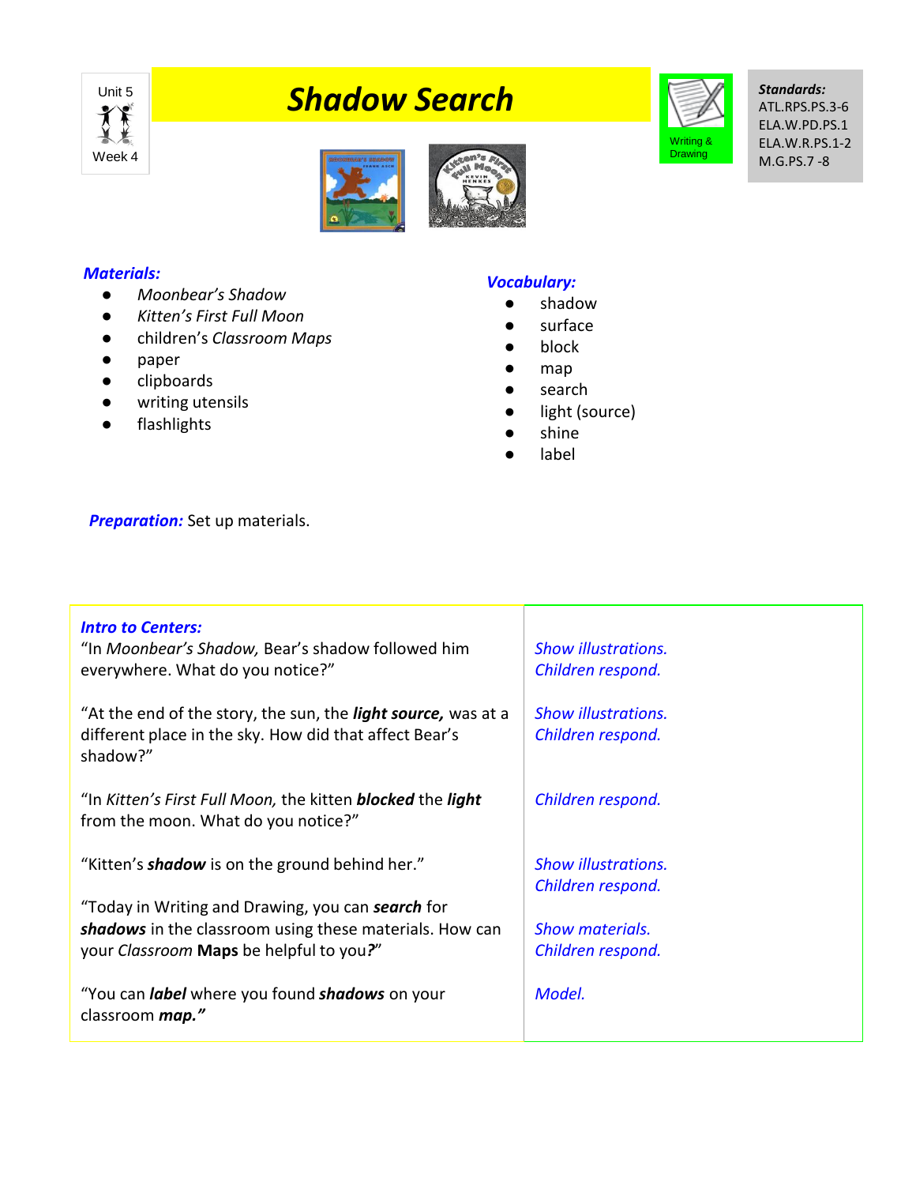Unit 5

Week 4

# Shadow Search

Writing & Drawing

**Standards:**
ATL.RPS.PS.3-6
ELA.W.PD.PS.1
ELA.W.R.PS.1-2
M.G.PS.7 -8

## Materials:

- *Moonbear's Shadow*
- *Kitten's First Full Moon*
- children's *Classroom Maps*
- paper
- clipboards
- writing utensils
- flashlights

## Vocabulary:

- shadow
- surface
- block
- map
- search
- light (source)
- shine
- label

***Preparation:*** Set up materials.

| ***Intro to Centers:*** | |
|---|---|
| "In *Moonbear's Shadow,* Bear's shadow followed him everywhere. What do you notice?" | *Show illustrations. Children respond.* |
| "At the end of the story, the sun, the ***light source,*** was at a different place in the sky. How did that affect Bear's shadow?" | *Show illustrations. Children respond.* |
| "In *Kitten's First Full Moon,* the kitten ***blocked*** the ***light*** from the moon. What do you notice?" | *Children respond.* |
| "Kitten's ***shadow*** is on the ground behind her." | *Show illustrations. Children respond.* |
| "Today in Writing and Drawing, you can ***search*** for ***shadows*** in the classroom using these materials. How can your *Classroom* **Maps** be helpful to you***?***" | *Show materials. Children respond.* |
| "You can ***label*** where you found ***shadows*** on your classroom ***map."*** | *Model.* |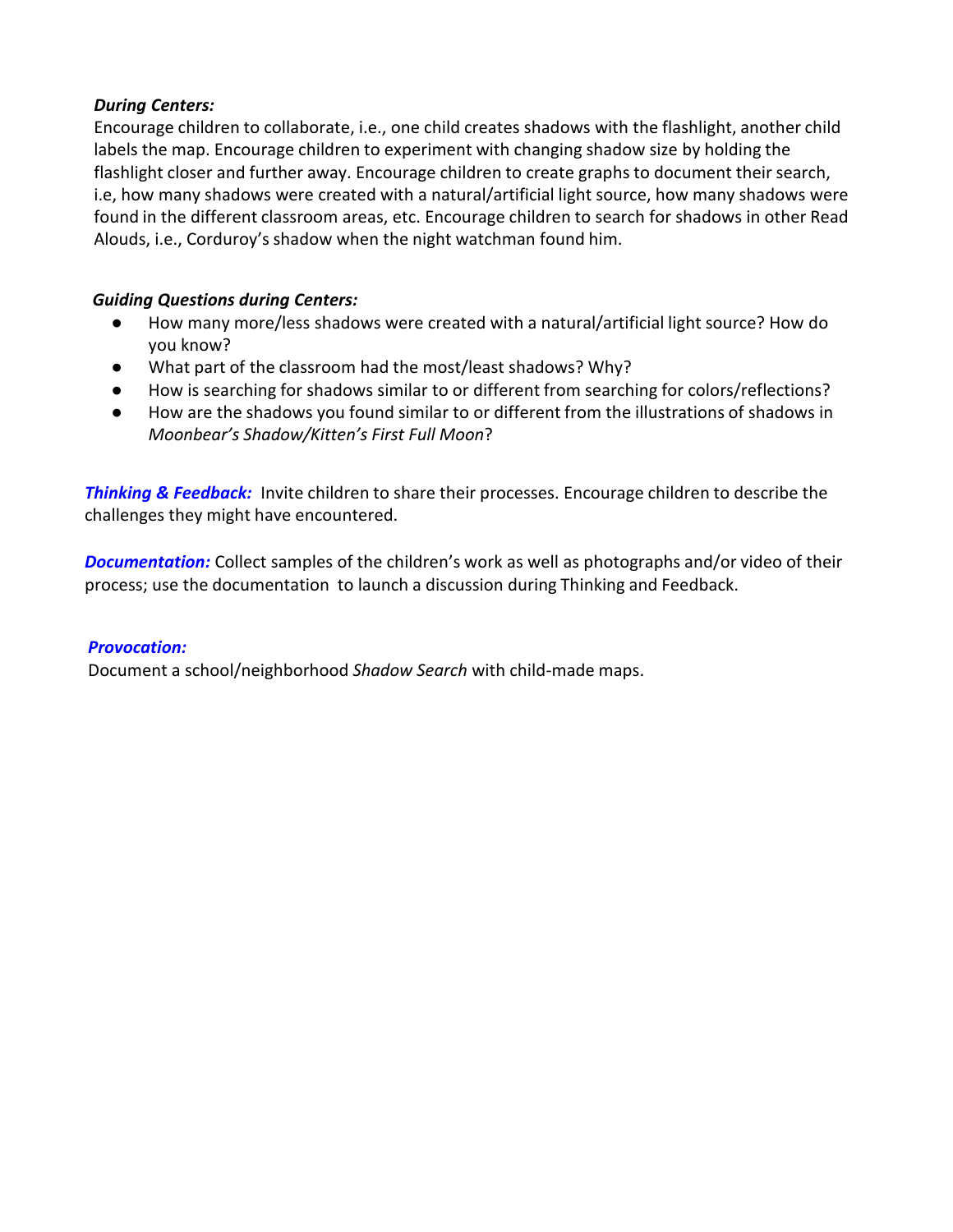***During Centers:***

Encourage children to collaborate, i.e., one child creates shadows with the flashlight, another child labels the map. Encourage children to experiment with changing shadow size by holding the flashlight closer and further away. Encourage children to create graphs to document their search, i.e, how many shadows were created with a natural/artificial light source, how many shadows were found in the different classroom areas, etc. Encourage children to search for shadows in other Read Alouds, i.e., Corduroy's shadow when the night watchman found him.

***Guiding Questions during Centers:***

- How many more/less shadows were created with a natural/artificial light source? How do you know?
- What part of the classroom had the most/least shadows? Why?
- How is searching for shadows similar to or different from searching for colors/reflections?
- How are the shadows you found similar to or different from the illustrations of shadows in *Moonbear's Shadow/Kitten's First Full Moon*?

***Thinking & Feedback:*** Invite children to share their processes. Encourage children to describe the challenges they might have encountered.

***Documentation:*** Collect samples of the children's work as well as photographs and/or video of their process; use the documentation to launch a discussion during Thinking and Feedback.

***Provocation:***

Document a school/neighborhood *Shadow Search* with child-made maps.